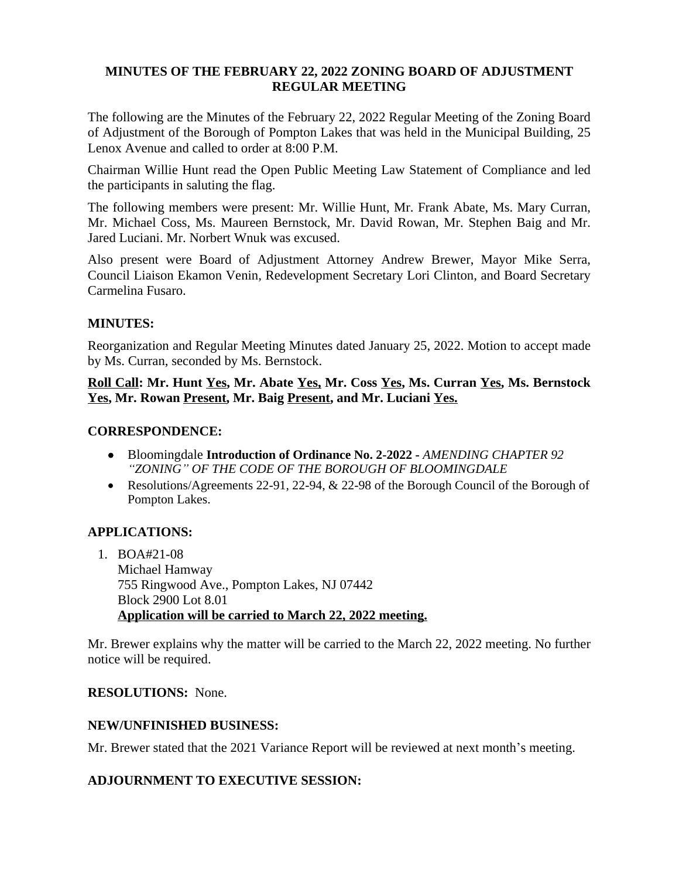# MINUTES OF THE FEBRUARY 22, 2022 ZONING BOARD OF ADJUSTMENT REGULAR MEETING

The following are the Minutes of the February 22, 2022 Regular Meeting of the Zoning Board of Adjustment of the Borough of Pompton Lakes that was held in the Municipal Building, 25 Lenox Avenue and called to order at 8:00 P.M.

Chairman Willie Hunt read the Open Public Meeting Law Statement of Compliance and led the participants in saluting the flag.

The following members were present: Mr. Willie Hunt, Mr. Frank Abate, Ms. Mary Curran, Mr. Michael Coss, Ms. Maureen Bernstock, Mr. David Rowan, Mr. Stephen Baig and Mr. Jared Luciani. Mr. Norbert Wnuk was excused.

Also present were Board of Adjustment Attorney Andrew Brewer, Mayor Mike Serra, Council Liaison Ekamon Venin, Redevelopment Secretary Lori Clinton, and Board Secretary Carmelina Fusaro.

## MINUTES:

Reorganization and Regular Meeting Minutes dated January 25, 2022. Motion to accept made by Ms. Curran, seconded by Ms. Bernstock.

**Roll Call: Mr. Hunt Yes, Mr. Abate Yes, Mr. Coss Yes, Ms. Curran Yes, Ms. Bernstock Yes, Mr. Rowan Present, Mr. Baig Present, and Mr. Luciani Yes.**

## CORRESPONDENCE:

- Bloomingdale **Introduction of Ordinance No. 2-2022 -** *AMENDING CHAPTER 92 "ZONING" OF THE CODE OF THE BOROUGH OF BLOOMINGDALE*
- Resolutions/Agreements 22-91, 22-94, & 22-98 of the Borough Council of the Borough of Pompton Lakes.

## APPLICATIONS:

1. BOA#21-08
   Michael Hamway
   755 Ringwood Ave., Pompton Lakes, NJ 07442
   Block 2900 Lot 8.01
   **Application will be carried to March 22, 2022 meeting.**

Mr. Brewer explains why the matter will be carried to the March 22, 2022 meeting. No further notice will be required.

## RESOLUTIONS: None.

## NEW/UNFINISHED BUSINESS:

Mr. Brewer stated that the 2021 Variance Report will be reviewed at next month's meeting.

## ADJOURNMENT TO EXECUTIVE SESSION: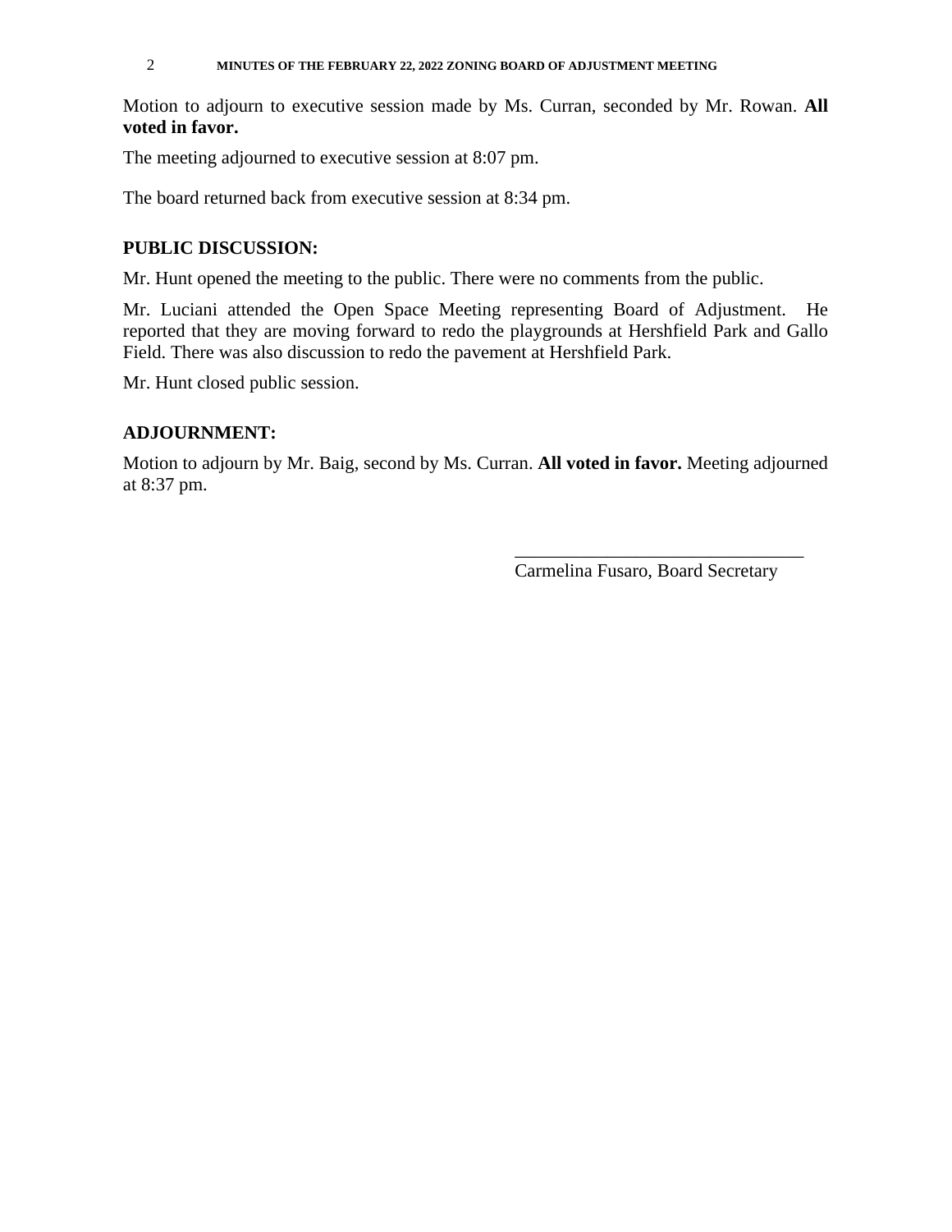Motion to adjourn to executive session made by Ms. Curran, seconded by Mr. Rowan. **All voted in favor.**

The meeting adjourned to executive session at 8:07 pm.

The board returned back from executive session at 8:34 pm.

## PUBLIC DISCUSSION:

Mr. Hunt opened the meeting to the public. There were no comments from the public.

Mr. Luciani attended the Open Space Meeting representing Board of Adjustment. He reported that they are moving forward to redo the playgrounds at Hershfield Park and Gallo Field. There was also discussion to redo the pavement at Hershfield Park.

Mr. Hunt closed public session.

## ADJOURNMENT:

Motion to adjourn by Mr. Baig, second by Ms. Curran. **All voted in favor.** Meeting adjourned at 8:37 pm.

________________________________
Carmelina Fusaro, Board Secretary